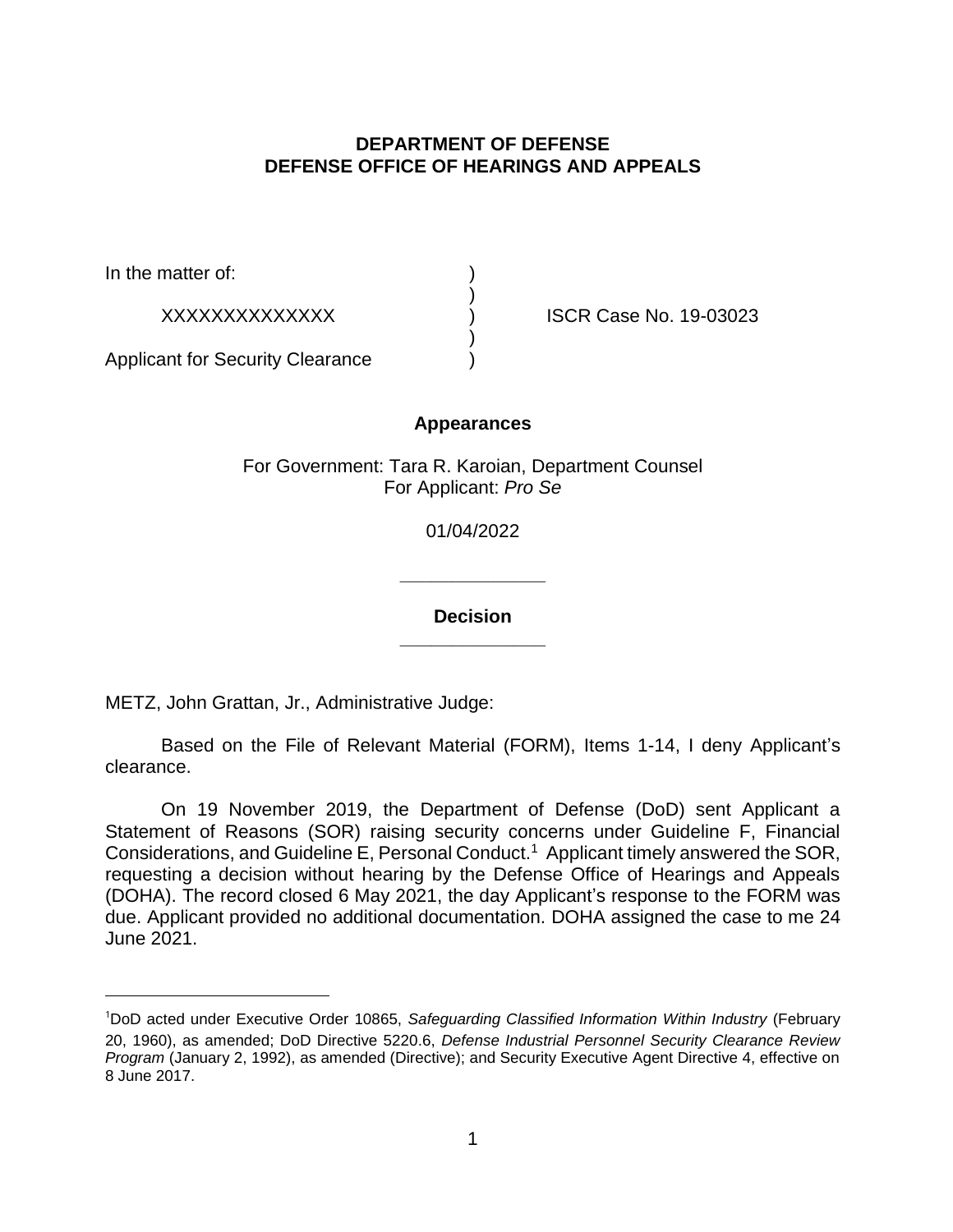**DEPARTMENT OF DEFENSE**
**DEFENSE OFFICE OF HEARINGS AND APPEALS**

In the matter of: )
)
XXXXXXXXXXXXXX ) ISCR Case No. 19-03023
)
Applicant for Security Clearance )

**Appearances**

For Government: Tara R. Karoian, Department Counsel
For Applicant: *Pro Se*

01/04/2022

______________

**Decision**

______________

METZ, John Grattan, Jr., Administrative Judge:

Based on the File of Relevant Material (FORM), Items 1-14, I deny Applicant's clearance.

On 19 November 2019, the Department of Defense (DoD) sent Applicant a Statement of Reasons (SOR) raising security concerns under Guideline F, Financial Considerations, and Guideline E, Personal Conduct.[1] Applicant timely answered the SOR, requesting a decision without hearing by the Defense Office of Hearings and Appeals (DOHA). The record closed 6 May 2021, the day Applicant's response to the FORM was due. Applicant provided no additional documentation. DOHA assigned the case to me 24 June 2021.

[1]DoD acted under Executive Order 10865, *Safeguarding Classified Information Within Industry* (February 20, 1960), as amended; DoD Directive 5220.6, *Defense Industrial Personnel Security Clearance Review Program* (January 2, 1992), as amended (Directive); and Security Executive Agent Directive 4, effective on 8 June 2017.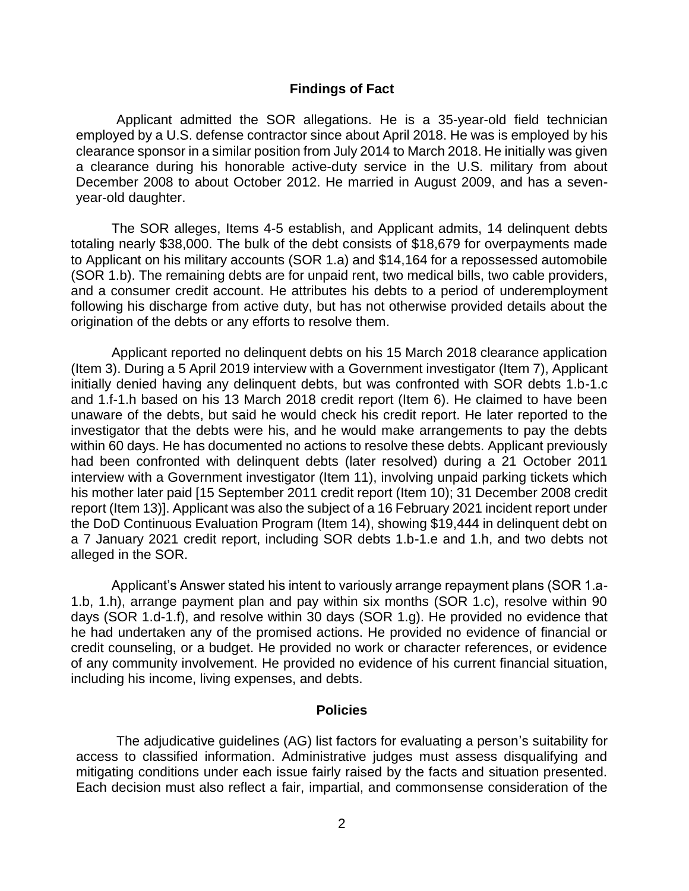## Findings of Fact

Applicant admitted the SOR allegations. He is a 35-year-old field technician employed by a U.S. defense contractor since about April 2018. He was is employed by his clearance sponsor in a similar position from July 2014 to March 2018. He initially was given a clearance during his honorable active-duty service in the U.S. military from about December 2008 to about October 2012. He married in August 2009, and has a seven-year-old daughter.

The SOR alleges, Items 4-5 establish, and Applicant admits, 14 delinquent debts totaling nearly $38,000. The bulk of the debt consists of $18,679 for overpayments made to Applicant on his military accounts (SOR 1.a) and $14,164 for a repossessed automobile (SOR 1.b). The remaining debts are for unpaid rent, two medical bills, two cable providers, and a consumer credit account. He attributes his debts to a period of underemployment following his discharge from active duty, but has not otherwise provided details about the origination of the debts or any efforts to resolve them.

Applicant reported no delinquent debts on his 15 March 2018 clearance application (Item 3). During a 5 April 2019 interview with a Government investigator (Item 7), Applicant initially denied having any delinquent debts, but was confronted with SOR debts 1.b-1.c and 1.f-1.h based on his 13 March 2018 credit report (Item 6). He claimed to have been unaware of the debts, but said he would check his credit report. He later reported to the investigator that the debts were his, and he would make arrangements to pay the debts within 60 days. He has documented no actions to resolve these debts. Applicant previously had been confronted with delinquent debts (later resolved) during a 21 October 2011 interview with a Government investigator (Item 11), involving unpaid parking tickets which his mother later paid [15 September 2011 credit report (Item 10); 31 December 2008 credit report (Item 13)]. Applicant was also the subject of a 16 February 2021 incident report under the DoD Continuous Evaluation Program (Item 14), showing $19,444 in delinquent debt on a 7 January 2021 credit report, including SOR debts 1.b-1.e and 1.h, and two debts not alleged in the SOR.

Applicant's Answer stated his intent to variously arrange repayment plans (SOR 1.a-1.b, 1.h), arrange payment plan and pay within six months (SOR 1.c), resolve within 90 days (SOR 1.d-1.f), and resolve within 30 days (SOR 1.g). He provided no evidence that he had undertaken any of the promised actions. He provided no evidence of financial or credit counseling, or a budget. He provided no work or character references, or evidence of any community involvement. He provided no evidence of his current financial situation, including his income, living expenses, and debts.

## Policies

The adjudicative guidelines (AG) list factors for evaluating a person's suitability for access to classified information. Administrative judges must assess disqualifying and mitigating conditions under each issue fairly raised by the facts and situation presented. Each decision must also reflect a fair, impartial, and commonsense consideration of the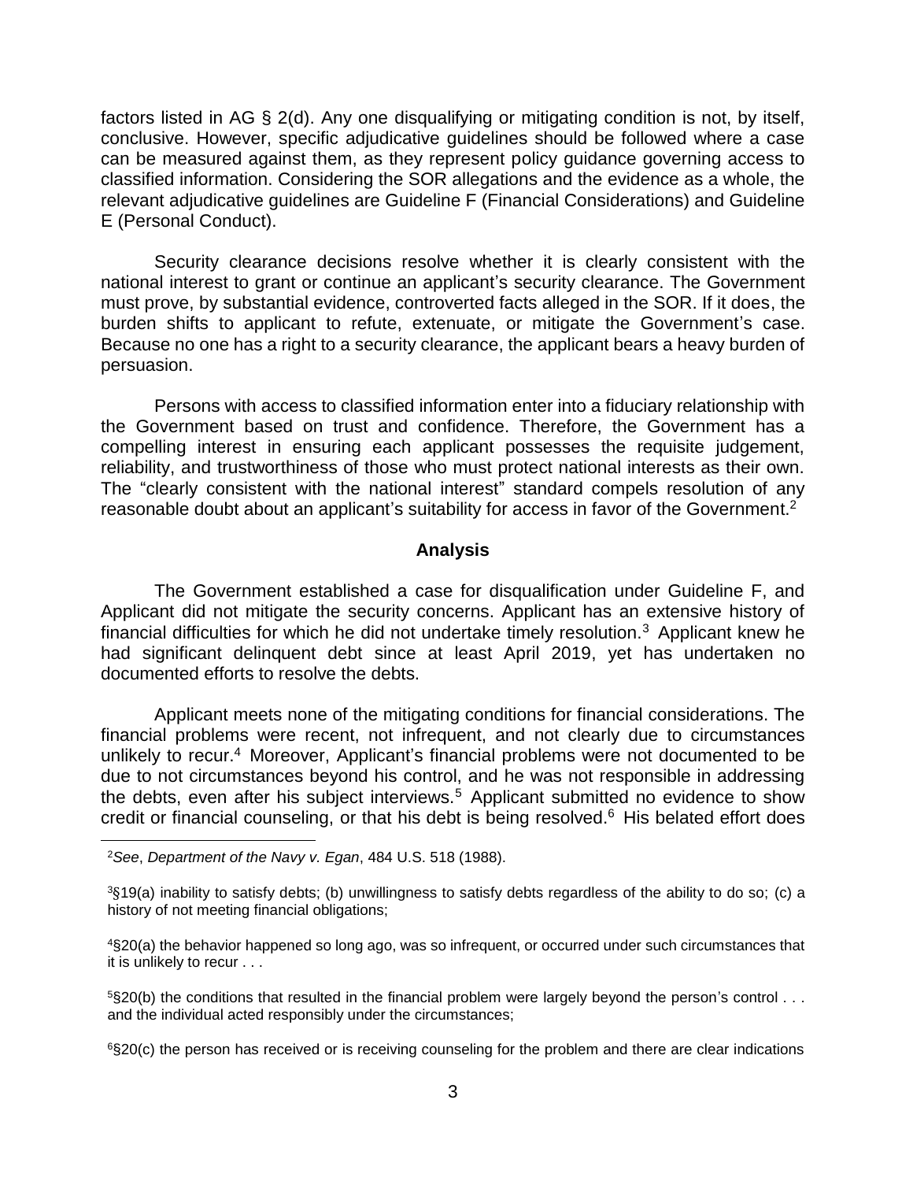factors listed in AG § 2(d). Any one disqualifying or mitigating condition is not, by itself, conclusive. However, specific adjudicative guidelines should be followed where a case can be measured against them, as they represent policy guidance governing access to classified information. Considering the SOR allegations and the evidence as a whole, the relevant adjudicative guidelines are Guideline F (Financial Considerations) and Guideline E (Personal Conduct).

Security clearance decisions resolve whether it is clearly consistent with the national interest to grant or continue an applicant's security clearance. The Government must prove, by substantial evidence, controverted facts alleged in the SOR. If it does, the burden shifts to applicant to refute, extenuate, or mitigate the Government's case. Because no one has a right to a security clearance, the applicant bears a heavy burden of persuasion.

Persons with access to classified information enter into a fiduciary relationship with the Government based on trust and confidence. Therefore, the Government has a compelling interest in ensuring each applicant possesses the requisite judgement, reliability, and trustworthiness of those who must protect national interests as their own. The "clearly consistent with the national interest" standard compels resolution of any reasonable doubt about an applicant's suitability for access in favor of the Government.[2]

**Analysis**

The Government established a case for disqualification under Guideline F, and Applicant did not mitigate the security concerns. Applicant has an extensive history of financial difficulties for which he did not undertake timely resolution.[3] Applicant knew he had significant delinquent debt since at least April 2019, yet has undertaken no documented efforts to resolve the debts.

Applicant meets none of the mitigating conditions for financial considerations. The financial problems were recent, not infrequent, and not clearly due to circumstances unlikely to recur.[4] Moreover, Applicant's financial problems were not documented to be due to not circumstances beyond his control, and he was not responsible in addressing the debts, even after his subject interviews.[5] Applicant submitted no evidence to show credit or financial counseling, or that his debt is being resolved.[6] His belated effort does

---

[2]*See*, *Department of the Navy v. Egan*, 484 U.S. 518 (1988).

[3]§19(a) inability to satisfy debts; (b) unwillingness to satisfy debts regardless of the ability to do so; (c) a history of not meeting financial obligations;

[4]§20(a) the behavior happened so long ago, was so infrequent, or occurred under such circumstances that it is unlikely to recur . . .

[5]§20(b) the conditions that resulted in the financial problem were largely beyond the person's control . . . and the individual acted responsibly under the circumstances;

[6]§20(c) the person has received or is receiving counseling for the problem and there are clear indications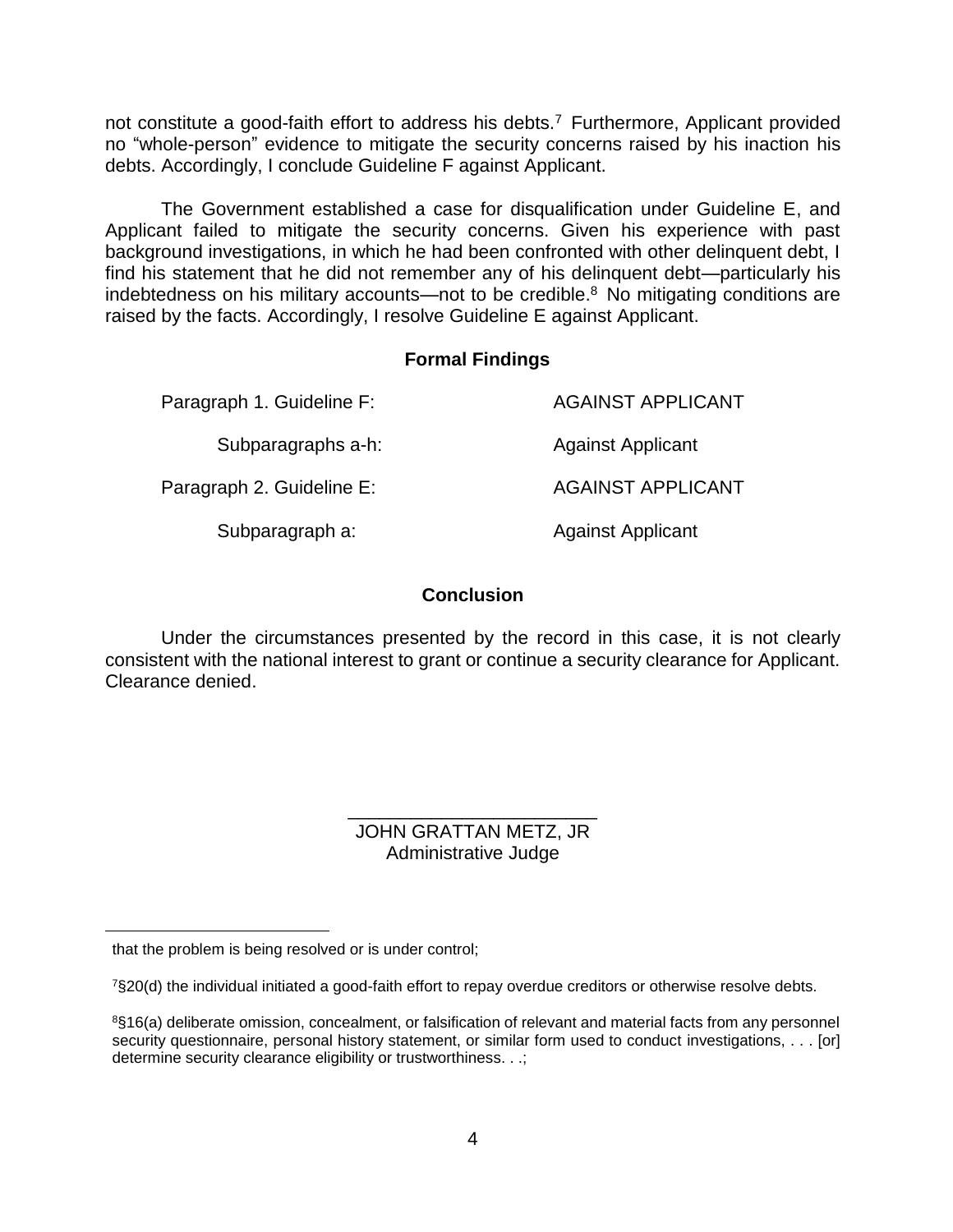not constitute a good-faith effort to address his debts.[7] Furthermore, Applicant provided no "whole-person" evidence to mitigate the security concerns raised by his inaction his debts. Accordingly, I conclude Guideline F against Applicant.

The Government established a case for disqualification under Guideline E, and Applicant failed to mitigate the security concerns. Given his experience with past background investigations, in which he had been confronted with other delinquent debt, I find his statement that he did not remember any of his delinquent debt—particularly his indebtedness on his military accounts—not to be credible.[8] No mitigating conditions are raised by the facts. Accordingly, I resolve Guideline E against Applicant.

## Formal Findings

| | |
|---|---|
| Paragraph 1. Guideline F: | AGAINST APPLICANT |
| Subparagraphs a-h: | Against Applicant |
| Paragraph 2. Guideline E: | AGAINST APPLICANT |
| Subparagraph a: | Against Applicant |

## Conclusion

Under the circumstances presented by the record in this case, it is not clearly consistent with the national interest to grant or continue a security clearance for Applicant. Clearance denied.

\_\_\_\_\_\_\_\_\_\_\_\_\_\_\_\_\_\_\_\_\_\_\_\_

JOHN GRATTAN METZ, JR
Administrative Judge

---

that the problem is being resolved or is under control;

[7]§20(d) the individual initiated a good-faith effort to repay overdue creditors or otherwise resolve debts.

[8]§16(a) deliberate omission, concealment, or falsification of relevant and material facts from any personnel security questionnaire, personal history statement, or similar form used to conduct investigations, . . . [or] determine security clearance eligibility or trustworthiness. . .;